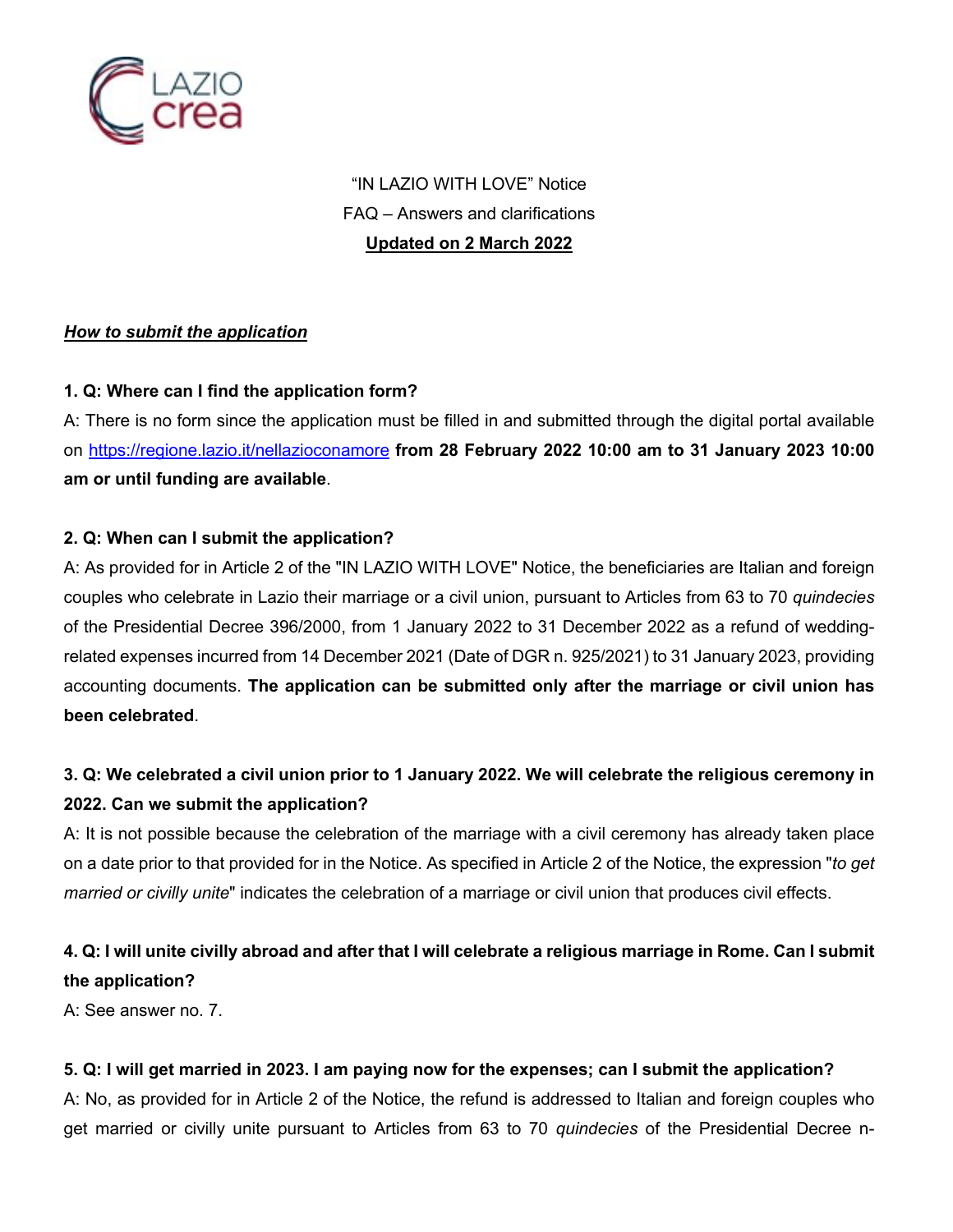"IN LAZIO WITH LOVE" Notice

FAQ – Answers and clarifications

**Updated on 2 March 2022**

***How to submit the application***

**1. Q: Where can I find the application form?**

A: There is no form since the application must be filled in and submitted through the digital portal available on https://regione.lazio.it/nellazioconamore **from 28 February 2022 10:00 am to 31 January 2023 10:00 am or until funding are available**.

**2. Q: When can I submit the application?**

A: As provided for in Article 2 of the "IN LAZIO WITH LOVE" Notice, the beneficiaries are Italian and foreign couples who celebrate in Lazio their marriage or a civil union, pursuant to Articles from 63 to 70 *quindecies* of the Presidential Decree 396/2000, from 1 January 2022 to 31 December 2022 as a refund of wedding-related expenses incurred from 14 December 2021 (Date of DGR n. 925/2021) to 31 January 2023, providing accounting documents. **The application can be submitted only after the marriage or civil union has been celebrated**.

**3. Q: We celebrated a civil union prior to 1 January 2022. We will celebrate the religious ceremony in 2022. Can we submit the application?**

A: It is not possible because the celebration of the marriage with a civil ceremony has already taken place on a date prior to that provided for in the Notice. As specified in Article 2 of the Notice, the expression "*to get married or civilly unite*" indicates the celebration of a marriage or civil union that produces civil effects.

**4. Q: I will unite civilly abroad and after that I will celebrate a religious marriage in Rome. Can I submit the application?**

A: See answer no. 7.

**5. Q: I will get married in 2023. I am paying now for the expenses; can I submit the application?**

A: No, as provided for in Article 2 of the Notice, the refund is addressed to Italian and foreign couples who get married or civilly unite pursuant to Articles from 63 to 70 *quindecies* of the Presidential Decree n-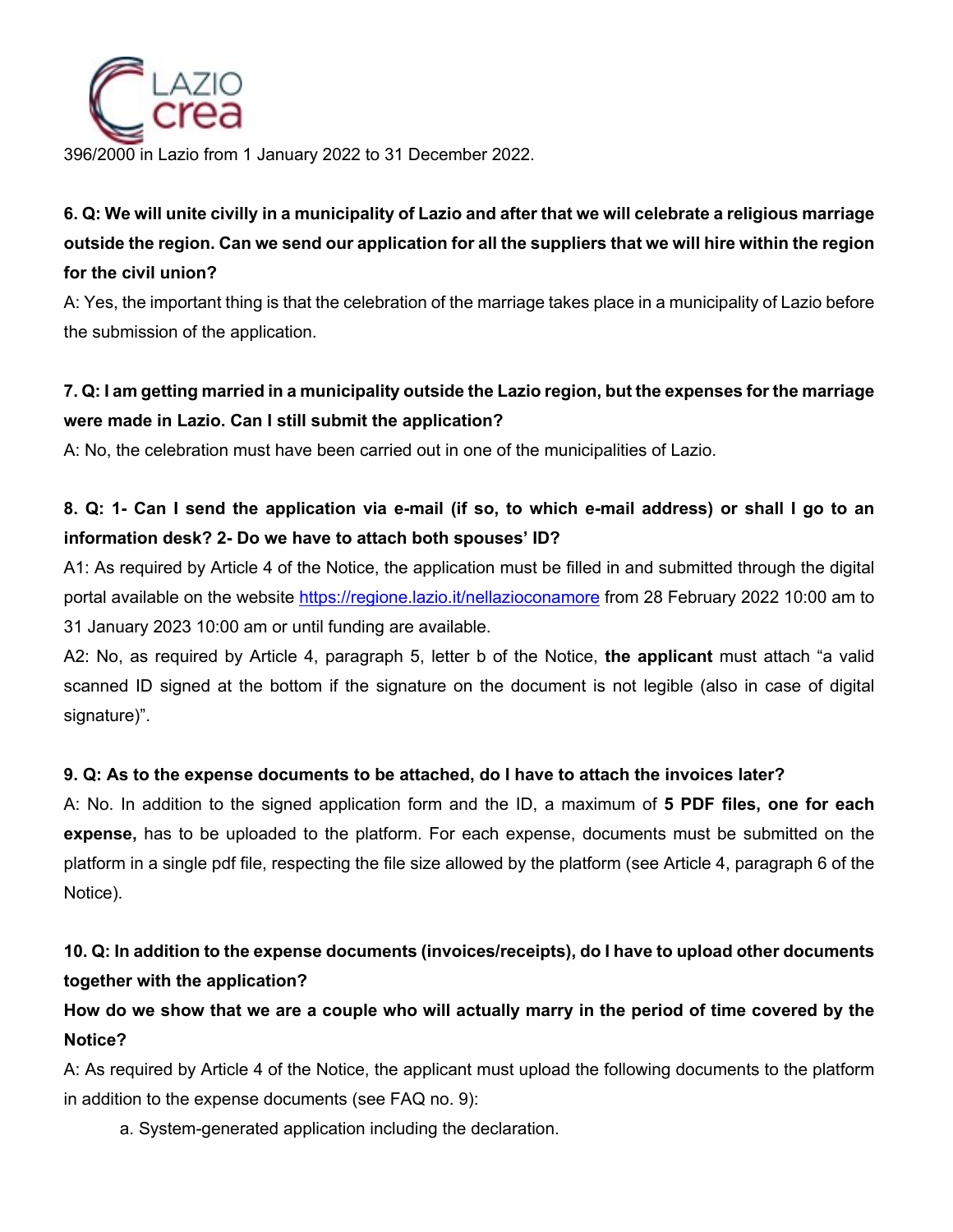396/2000 in Lazio from 1 January 2022 to 31 December 2022.

**6. Q: We will unite civilly in a municipality of Lazio and after that we will celebrate a religious marriage outside the region. Can we send our application for all the suppliers that we will hire within the region for the civil union?**

A: Yes, the important thing is that the celebration of the marriage takes place in a municipality of Lazio before the submission of the application.

**7. Q: I am getting married in a municipality outside the Lazio region, but the expenses for the marriage were made in Lazio. Can I still submit the application?**

A: No, the celebration must have been carried out in one of the municipalities of Lazio.

**8. Q: 1- Can I send the application via e-mail (if so, to which e-mail address) or shall I go to an information desk? 2- Do we have to attach both spouses' ID?**

A1: As required by Article 4 of the Notice, the application must be filled in and submitted through the digital portal available on the website https://regione.lazio.it/nellazioconamore from 28 February 2022 10:00 am to 31 January 2023 10:00 am or until funding are available.

A2: No, as required by Article 4, paragraph 5, letter b of the Notice, **the applicant** must attach "a valid scanned ID signed at the bottom if the signature on the document is not legible (also in case of digital signature)".

**9. Q: As to the expense documents to be attached, do I have to attach the invoices later?**

A: No. In addition to the signed application form and the ID, a maximum of **5 PDF files, one for each expense,** has to be uploaded to the platform. For each expense, documents must be submitted on the platform in a single pdf file, respecting the file size allowed by the platform (see Article 4, paragraph 6 of the Notice).

**10. Q: In addition to the expense documents (invoices/receipts), do I have to upload other documents together with the application?**

**How do we show that we are a couple who will actually marry in the period of time covered by the Notice?**

A: As required by Article 4 of the Notice, the applicant must upload the following documents to the platform in addition to the expense documents (see FAQ no. 9):

a. System-generated application including the declaration.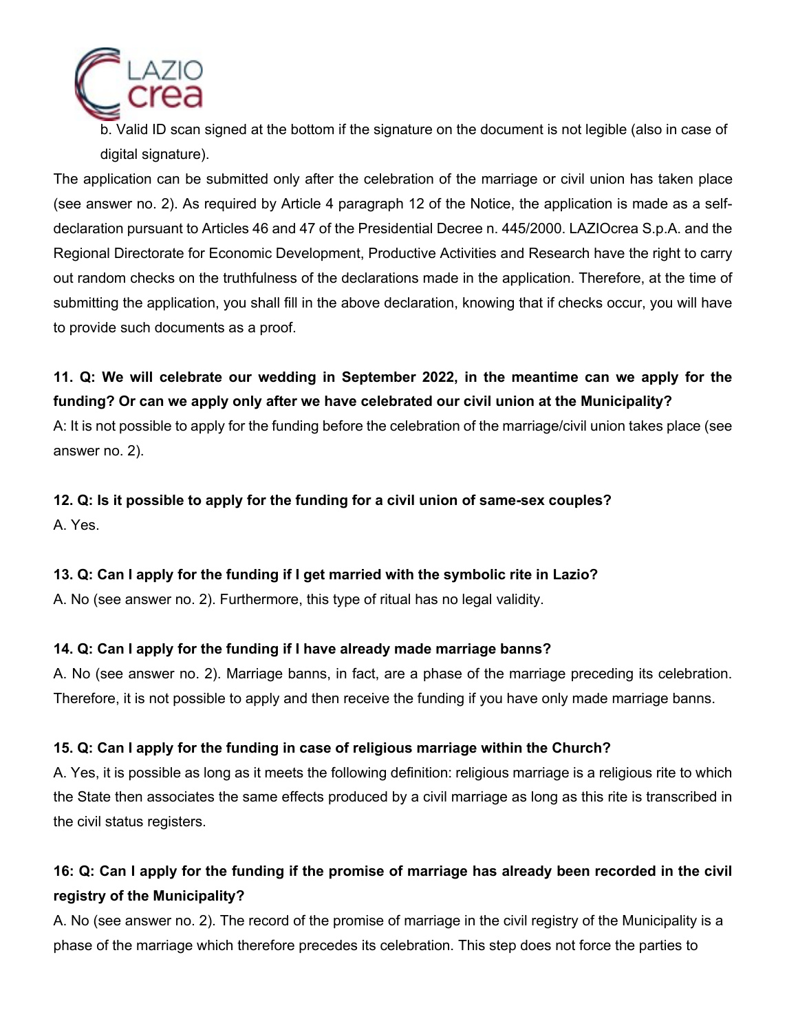b. Valid ID scan signed at the bottom if the signature on the document is not legible (also in case of digital signature).

The application can be submitted only after the celebration of the marriage or civil union has taken place (see answer no. 2). As required by Article 4 paragraph 12 of the Notice, the application is made as a self-declaration pursuant to Articles 46 and 47 of the Presidential Decree n. 445/2000. LAZIOcrea S.p.A. and the Regional Directorate for Economic Development, Productive Activities and Research have the right to carry out random checks on the truthfulness of the declarations made in the application. Therefore, at the time of submitting the application, you shall fill in the above declaration, knowing that if checks occur, you will have to provide such documents as a proof.

**11. Q: We will celebrate our wedding in September 2022, in the meantime can we apply for the funding? Or can we apply only after we have celebrated our civil union at the Municipality?**

A: It is not possible to apply for the funding before the celebration of the marriage/civil union takes place (see answer no. 2).

**12. Q: Is it possible to apply for the funding for a civil union of same-sex couples?**

A. Yes.

**13. Q: Can I apply for the funding if I get married with the symbolic rite in Lazio?**

A. No (see answer no. 2). Furthermore, this type of ritual has no legal validity.

**14. Q: Can I apply for the funding if I have already made marriage banns?**

A. No (see answer no. 2). Marriage banns, in fact, are a phase of the marriage preceding its celebration. Therefore, it is not possible to apply and then receive the funding if you have only made marriage banns.

**15. Q: Can I apply for the funding in case of religious marriage within the Church?**

A. Yes, it is possible as long as it meets the following definition: religious marriage is a religious rite to which the State then associates the same effects produced by a civil marriage as long as this rite is transcribed in the civil status registers.

**16: Q: Can I apply for the funding if the promise of marriage has already been recorded in the civil registry of the Municipality?**

A. No (see answer no. 2). The record of the promise of marriage in the civil registry of the Municipality is a phase of the marriage which therefore precedes its celebration. This step does not force the parties to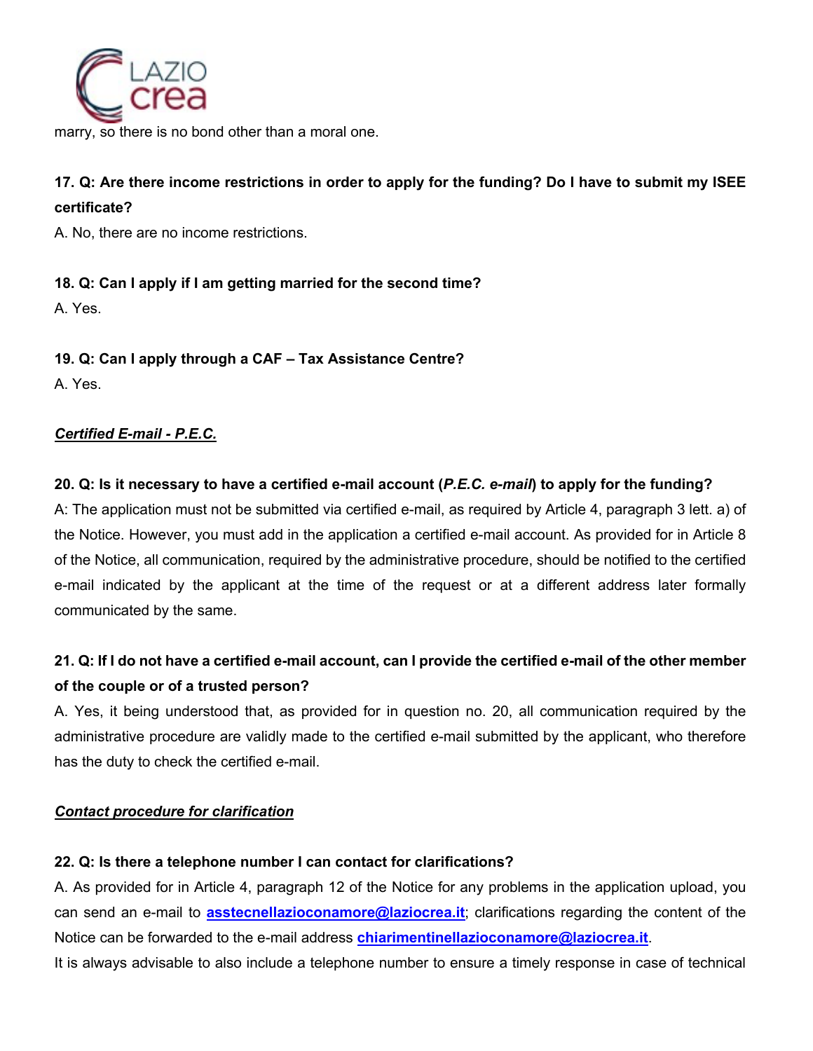marry, so there is no bond other than a moral one.

**17. Q: Are there income restrictions in order to apply for the funding? Do I have to submit my ISEE certificate?**

A. No, there are no income restrictions.

**18. Q: Can I apply if I am getting married for the second time?**

A. Yes.

**19. Q: Can I apply through a CAF – Tax Assistance Centre?**

A. Yes.

***Certified E-mail - P.E.C.***

**20. Q: Is it necessary to have a certified e-mail account (*P.E.C. e-mail*) to apply for the funding?**

A: The application must not be submitted via certified e-mail, as required by Article 4, paragraph 3 lett. a) of the Notice. However, you must add in the application a certified e-mail account. As provided for in Article 8 of the Notice, all communication, required by the administrative procedure, should be notified to the certified e-mail indicated by the applicant at the time of the request or at a different address later formally communicated by the same.

**21. Q: If I do not have a certified e-mail account, can I provide the certified e-mail of the other member of the couple or of a trusted person?**

A. Yes, it being understood that, as provided for in question no. 20, all communication required by the administrative procedure are validly made to the certified e-mail submitted by the applicant, who therefore has the duty to check the certified e-mail.

***Contact procedure for clarification***

**22. Q: Is there a telephone number I can contact for clarifications?**

A. As provided for in Article 4, paragraph 12 of the Notice for any problems in the application upload, you can send an e-mail to **asstecnellazioconamore@laziocrea.it**; clarifications regarding the content of the Notice can be forwarded to the e-mail address **chiarimentinellazioconamore@laziocrea.it**.

It is always advisable to also include a telephone number to ensure a timely response in case of technical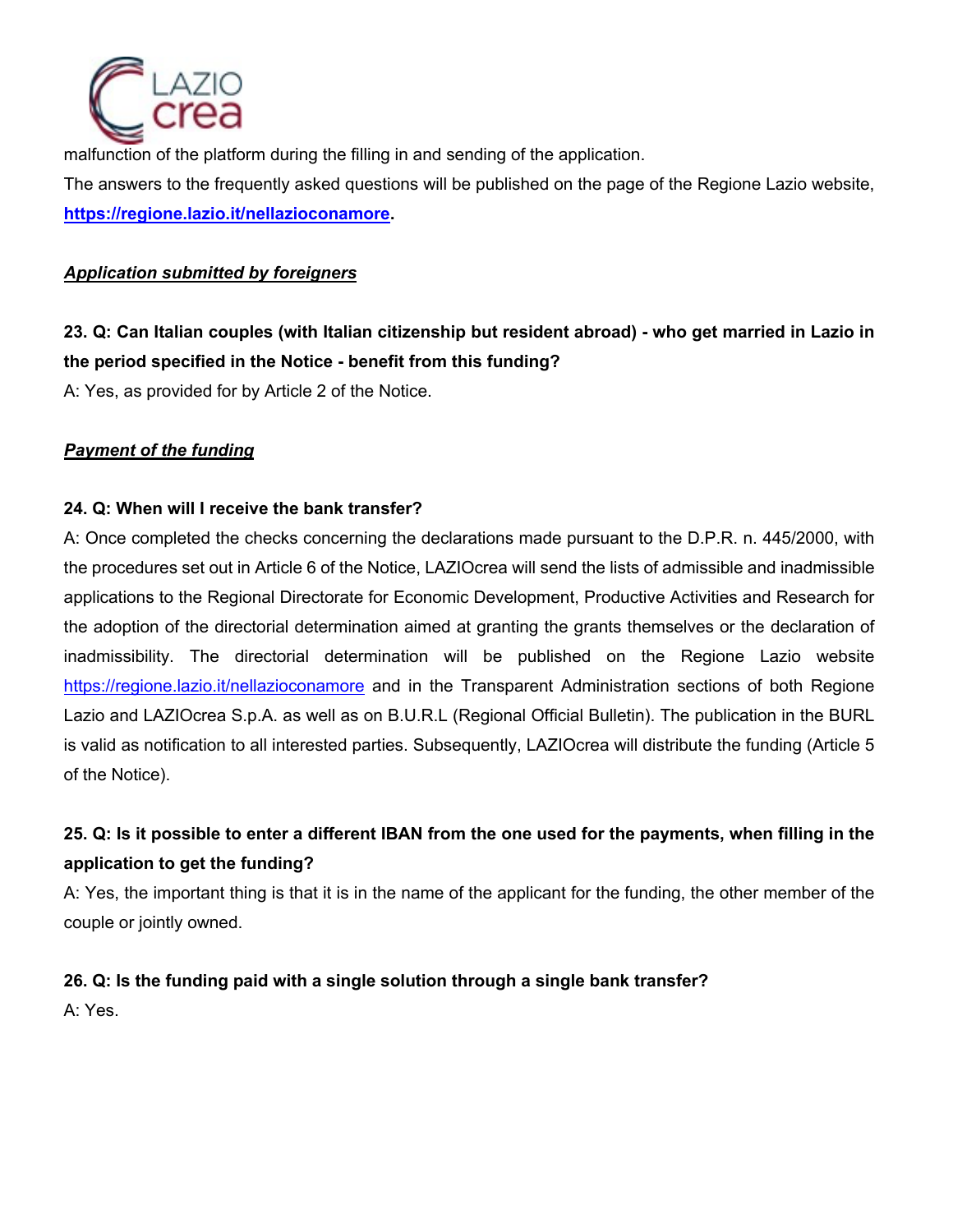malfunction of the platform during the filling in and sending of the application.

The answers to the frequently asked questions will be published on the page of the Regione Lazio website, **https://regione.lazio.it/nellazioconamore.**

***Application submitted by foreigners***

**23. Q: Can Italian couples (with Italian citizenship but resident abroad) - who get married in Lazio in the period specified in the Notice - benefit from this funding?**

A: Yes, as provided for by Article 2 of the Notice.

***Payment of the funding***

**24. Q: When will I receive the bank transfer?**

A: Once completed the checks concerning the declarations made pursuant to the D.P.R. n. 445/2000, with the procedures set out in Article 6 of the Notice, LAZIOcrea will send the lists of admissible and inadmissible applications to the Regional Directorate for Economic Development, Productive Activities and Research for the adoption of the directorial determination aimed at granting the grants themselves or the declaration of inadmissibility. The directorial determination will be published on the Regione Lazio website https://regione.lazio.it/nellazioconamore and in the Transparent Administration sections of both Regione Lazio and LAZIOcrea S.p.A. as well as on B.U.R.L (Regional Official Bulletin). The publication in the BURL is valid as notification to all interested parties. Subsequently, LAZIOcrea will distribute the funding (Article 5 of the Notice).

**25. Q: Is it possible to enter a different IBAN from the one used for the payments, when filling in the application to get the funding?**

A: Yes, the important thing is that it is in the name of the applicant for the funding, the other member of the couple or jointly owned.

**26. Q: Is the funding paid with a single solution through a single bank transfer?**

A: Yes.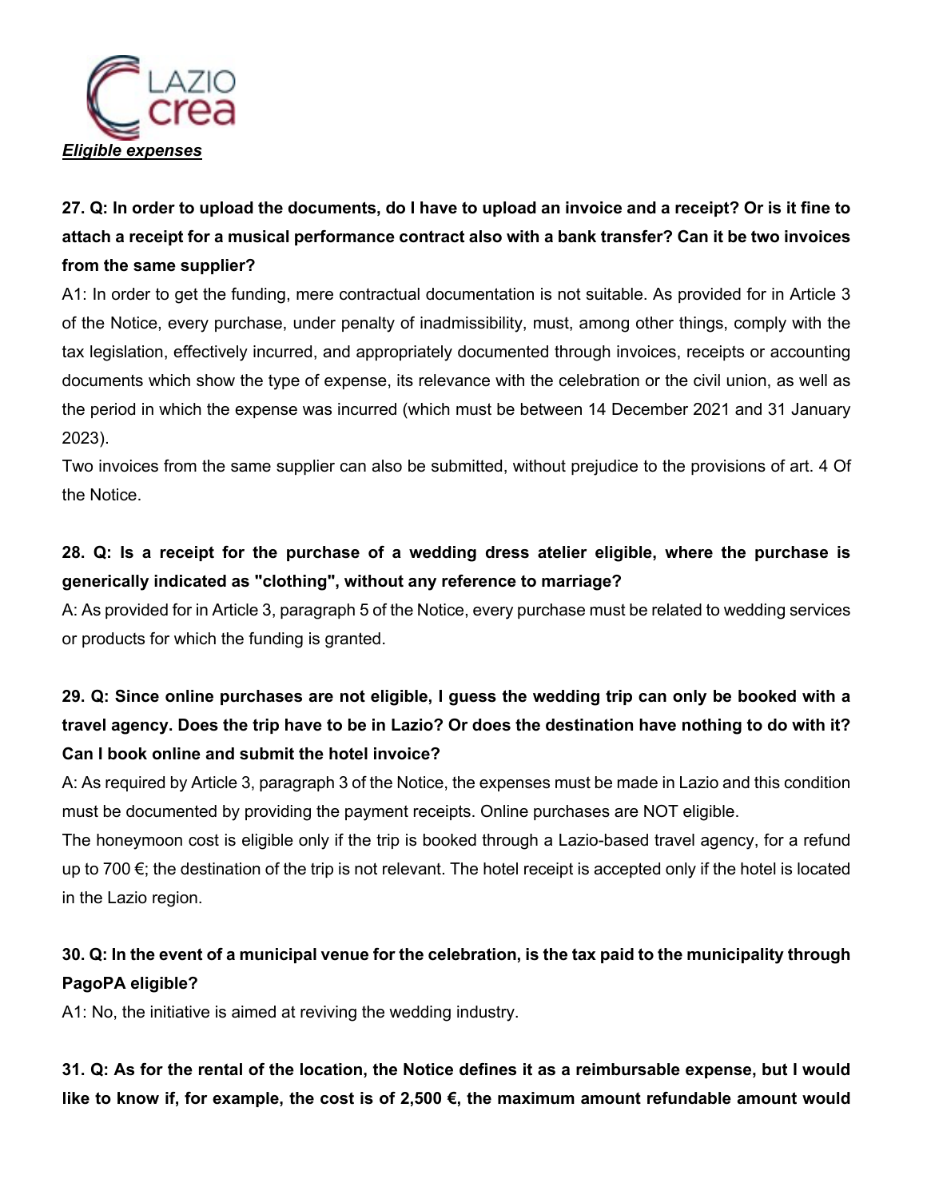***Eligible expenses***

**27. Q: In order to upload the documents, do I have to upload an invoice and a receipt? Or is it fine to attach a receipt for a musical performance contract also with a bank transfer? Can it be two invoices from the same supplier?**

A1: In order to get the funding, mere contractual documentation is not suitable. As provided for in Article 3 of the Notice, every purchase, under penalty of inadmissibility, must, among other things, comply with the tax legislation, effectively incurred, and appropriately documented through invoices, receipts or accounting documents which show the type of expense, its relevance with the celebration or the civil union, as well as the period in which the expense was incurred (which must be between 14 December 2021 and 31 January 2023).

Two invoices from the same supplier can also be submitted, without prejudice to the provisions of art. 4 Of the Notice.

**28. Q: Is a receipt for the purchase of a wedding dress atelier eligible, where the purchase is generically indicated as "clothing", without any reference to marriage?**

A: As provided for in Article 3, paragraph 5 of the Notice, every purchase must be related to wedding services or products for which the funding is granted.

**29. Q: Since online purchases are not eligible, I guess the wedding trip can only be booked with a travel agency. Does the trip have to be in Lazio? Or does the destination have nothing to do with it? Can I book online and submit the hotel invoice?**

A: As required by Article 3, paragraph 3 of the Notice, the expenses must be made in Lazio and this condition must be documented by providing the payment receipts. Online purchases are NOT eligible.

The honeymoon cost is eligible only if the trip is booked through a Lazio-based travel agency, for a refund up to 700 €; the destination of the trip is not relevant. The hotel receipt is accepted only if the hotel is located in the Lazio region.

**30. Q: In the event of a municipal venue for the celebration, is the tax paid to the municipality through PagoPA eligible?**

A1: No, the initiative is aimed at reviving the wedding industry.

**31. Q: As for the rental of the location, the Notice defines it as a reimbursable expense, but I would like to know if, for example, the cost is of 2,500 €, the maximum amount refundable amount would**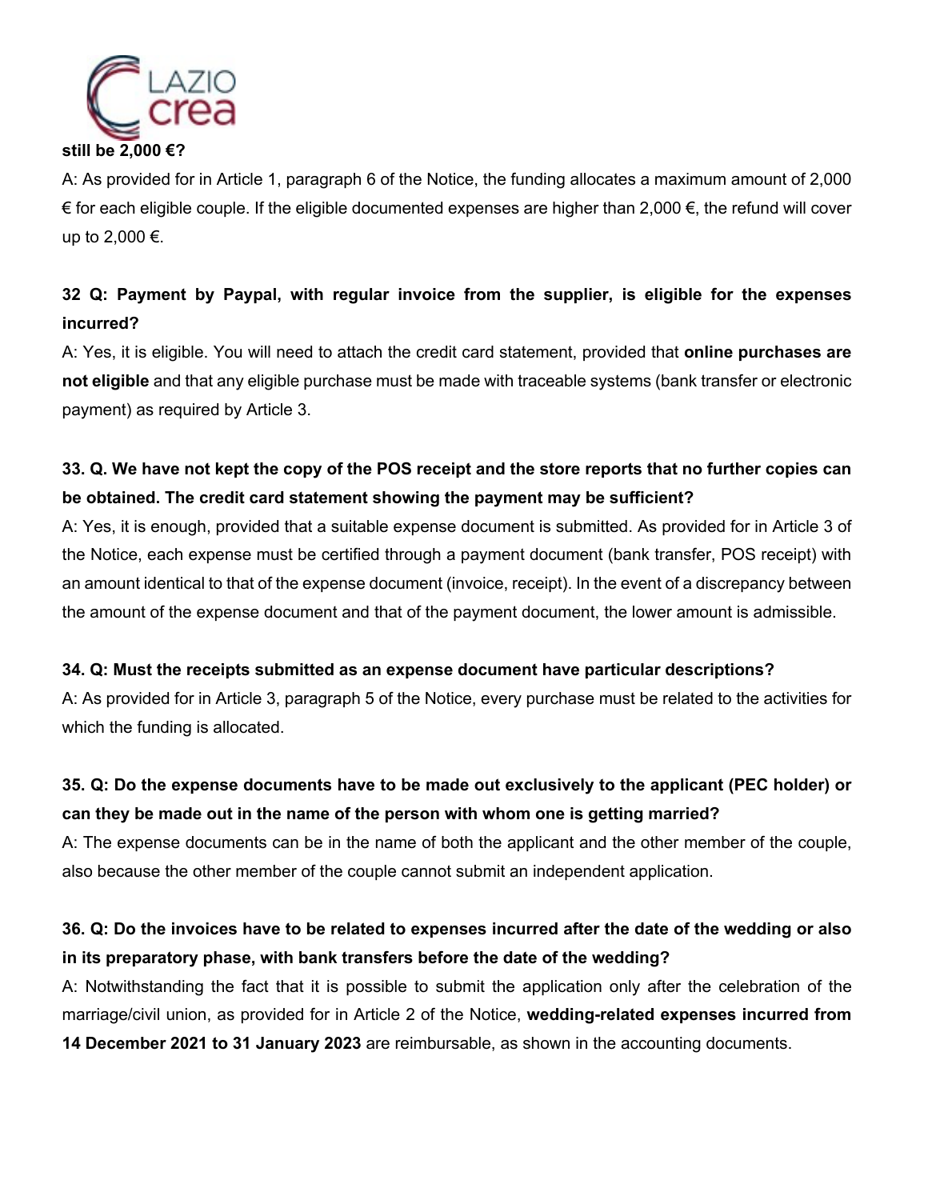**still be 2,000 €?**

A: As provided for in Article 1, paragraph 6 of the Notice, the funding allocates a maximum amount of 2,000 € for each eligible couple. If the eligible documented expenses are higher than 2,000 €, the refund will cover up to 2,000 €.

**32 Q: Payment by Paypal, with regular invoice from the supplier, is eligible for the expenses incurred?**

A: Yes, it is eligible. You will need to attach the credit card statement, provided that **online purchases are not eligible** and that any eligible purchase must be made with traceable systems (bank transfer or electronic payment) as required by Article 3.

**33. Q. We have not kept the copy of the POS receipt and the store reports that no further copies can be obtained. The credit card statement showing the payment may be sufficient?**

A: Yes, it is enough, provided that a suitable expense document is submitted. As provided for in Article 3 of the Notice, each expense must be certified through a payment document (bank transfer, POS receipt) with an amount identical to that of the expense document (invoice, receipt). In the event of a discrepancy between the amount of the expense document and that of the payment document, the lower amount is admissible.

**34. Q: Must the receipts submitted as an expense document have particular descriptions?**

A: As provided for in Article 3, paragraph 5 of the Notice, every purchase must be related to the activities for which the funding is allocated.

**35. Q: Do the expense documents have to be made out exclusively to the applicant (PEC holder) or can they be made out in the name of the person with whom one is getting married?**

A: The expense documents can be in the name of both the applicant and the other member of the couple, also because the other member of the couple cannot submit an independent application.

**36. Q: Do the invoices have to be related to expenses incurred after the date of the wedding or also in its preparatory phase, with bank transfers before the date of the wedding?**

A: Notwithstanding the fact that it is possible to submit the application only after the celebration of the marriage/civil union, as provided for in Article 2 of the Notice, **wedding-related expenses incurred from 14 December 2021 to 31 January 2023** are reimbursable, as shown in the accounting documents.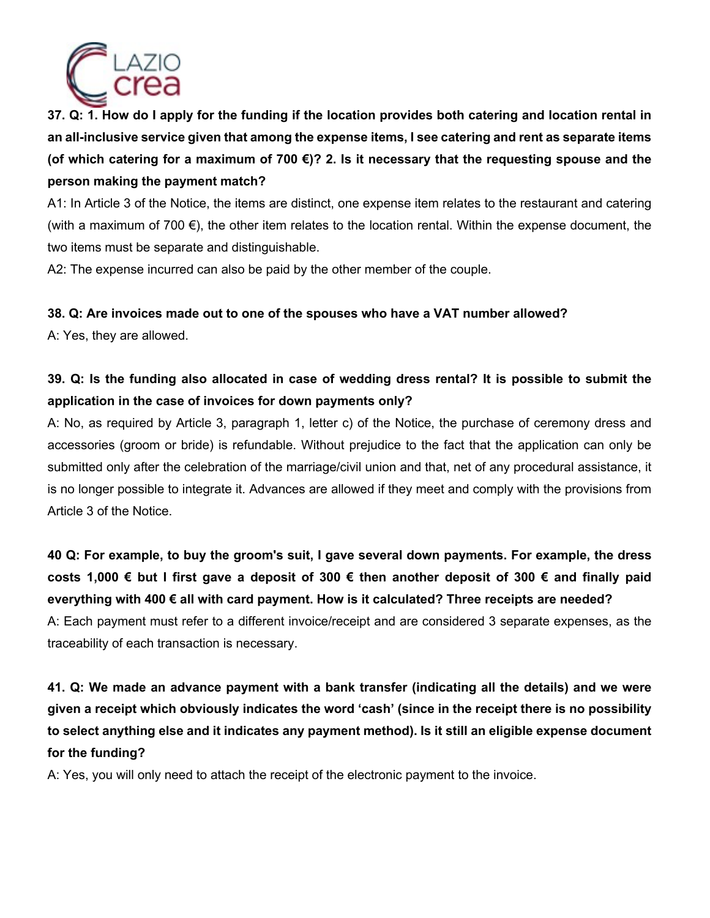**37. Q: 1. How do I apply for the funding if the location provides both catering and location rental in an all-inclusive service given that among the expense items, I see catering and rent as separate items (of which catering for a maximum of 700 €)? 2. Is it necessary that the requesting spouse and the person making the payment match?**

A1: In Article 3 of the Notice, the items are distinct, one expense item relates to the restaurant and catering (with a maximum of 700 €), the other item relates to the location rental. Within the expense document, the two items must be separate and distinguishable.

A2: The expense incurred can also be paid by the other member of the couple.

**38. Q: Are invoices made out to one of the spouses who have a VAT number allowed?**

A: Yes, they are allowed.

**39. Q: Is the funding also allocated in case of wedding dress rental? It is possible to submit the application in the case of invoices for down payments only?**

A: No, as required by Article 3, paragraph 1, letter c) of the Notice, the purchase of ceremony dress and accessories (groom or bride) is refundable. Without prejudice to the fact that the application can only be submitted only after the celebration of the marriage/civil union and that, net of any procedural assistance, it is no longer possible to integrate it. Advances are allowed if they meet and comply with the provisions from Article 3 of the Notice.

**40 Q: For example, to buy the groom's suit, I gave several down payments. For example, the dress costs 1,000 € but I first gave a deposit of 300 € then another deposit of 300 € and finally paid everything with 400 € all with card payment. How is it calculated? Three receipts are needed?**

A: Each payment must refer to a different invoice/receipt and are considered 3 separate expenses, as the traceability of each transaction is necessary.

**41. Q: We made an advance payment with a bank transfer (indicating all the details) and we were given a receipt which obviously indicates the word 'cash' (since in the receipt there is no possibility to select anything else and it indicates any payment method). Is it still an eligible expense document for the funding?**

A: Yes, you will only need to attach the receipt of the electronic payment to the invoice.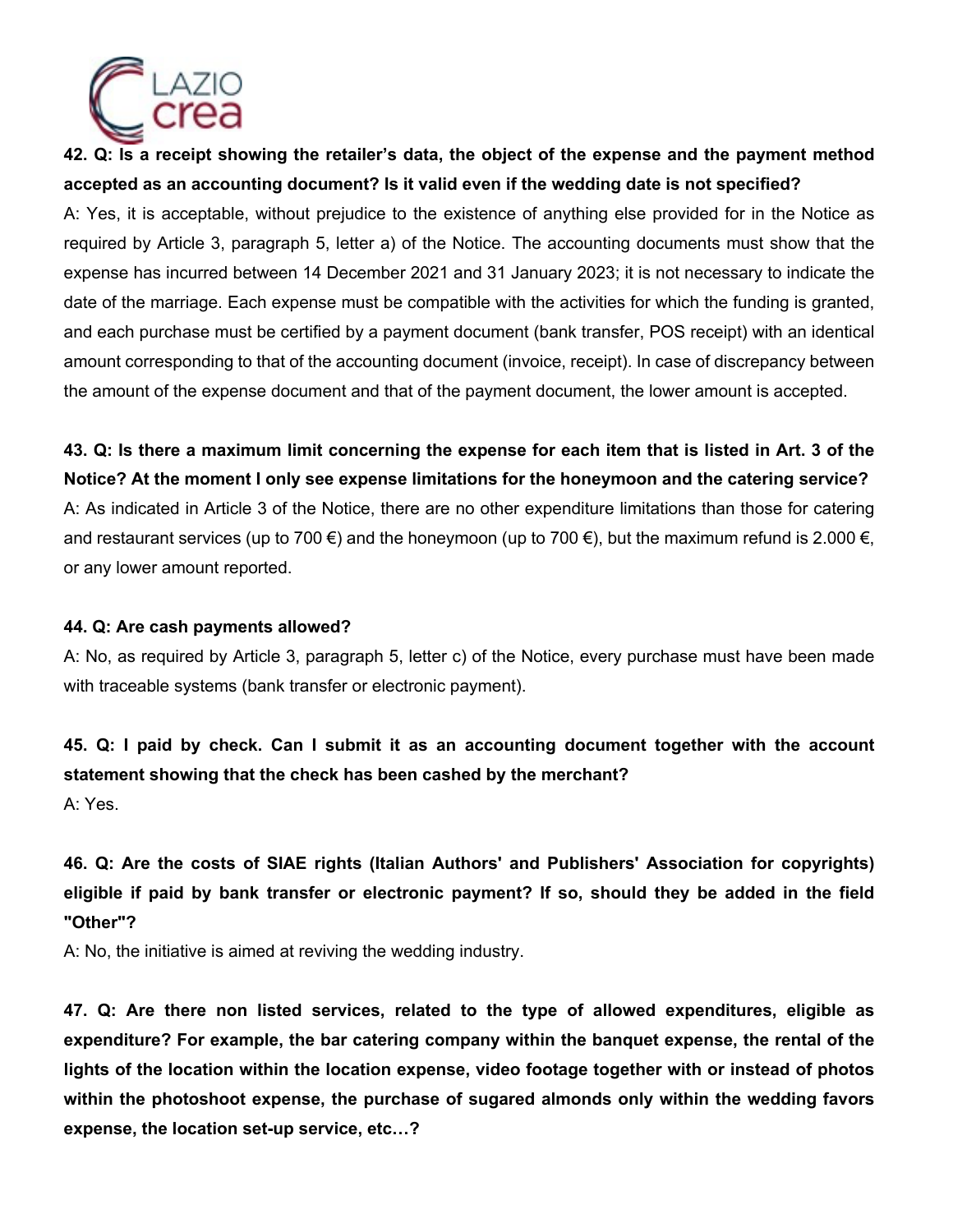**42. Q: Is a receipt showing the retailer's data, the object of the expense and the payment method accepted as an accounting document? Is it valid even if the wedding date is not specified?**

A: Yes, it is acceptable, without prejudice to the existence of anything else provided for in the Notice as required by Article 3, paragraph 5, letter a) of the Notice. The accounting documents must show that the expense has incurred between 14 December 2021 and 31 January 2023; it is not necessary to indicate the date of the marriage. Each expense must be compatible with the activities for which the funding is granted, and each purchase must be certified by a payment document (bank transfer, POS receipt) with an identical amount corresponding to that of the accounting document (invoice, receipt). In case of discrepancy between the amount of the expense document and that of the payment document, the lower amount is accepted.

**43. Q: Is there a maximum limit concerning the expense for each item that is listed in Art. 3 of the Notice? At the moment I only see expense limitations for the honeymoon and the catering service?**

A: As indicated in Article 3 of the Notice, there are no other expenditure limitations than those for catering and restaurant services (up to 700 €) and the honeymoon (up to 700 €), but the maximum refund is 2.000 €, or any lower amount reported.

**44. Q: Are cash payments allowed?**

A: No, as required by Article 3, paragraph 5, letter c) of the Notice, every purchase must have been made with traceable systems (bank transfer or electronic payment).

**45. Q: I paid by check. Can I submit it as an accounting document together with the account statement showing that the check has been cashed by the merchant?**

A: Yes.

**46. Q: Are the costs of SIAE rights (Italian Authors' and Publishers' Association for copyrights) eligible if paid by bank transfer or electronic payment? If so, should they be added in the field "Other"?**

A: No, the initiative is aimed at reviving the wedding industry.

**47. Q: Are there non listed services, related to the type of allowed expenditures, eligible as expenditure? For example, the bar catering company within the banquet expense, the rental of the lights of the location within the location expense, video footage together with or instead of photos within the photoshoot expense, the purchase of sugared almonds only within the wedding favors expense, the location set-up service, etc…?**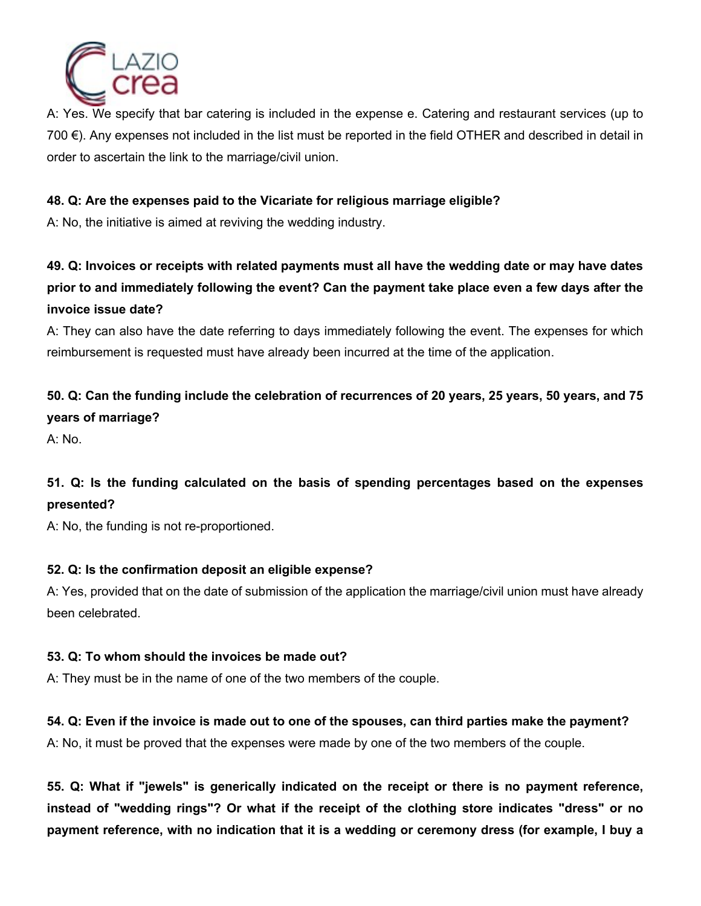A: Yes. We specify that bar catering is included in the expense e. Catering and restaurant services (up to 700 €). Any expenses not included in the list must be reported in the field OTHER and described in detail in order to ascertain the link to the marriage/civil union.

**48. Q: Are the expenses paid to the Vicariate for religious marriage eligible?**
A: No, the initiative is aimed at reviving the wedding industry.

**49. Q: Invoices or receipts with related payments must all have the wedding date or may have dates prior to and immediately following the event? Can the payment take place even a few days after the invoice issue date?**
A: They can also have the date referring to days immediately following the event. The expenses for which reimbursement is requested must have already been incurred at the time of the application.

**50. Q: Can the funding include the celebration of recurrences of 20 years, 25 years, 50 years, and 75 years of marriage?**
A: No.

**51. Q: Is the funding calculated on the basis of spending percentages based on the expenses presented?**
A: No, the funding is not re-proportioned.

**52. Q: Is the confirmation deposit an eligible expense?**
A: Yes, provided that on the date of submission of the application the marriage/civil union must have already been celebrated.

**53. Q: To whom should the invoices be made out?**
A: They must be in the name of one of the two members of the couple.

**54. Q: Even if the invoice is made out to one of the spouses, can third parties make the payment?**
A: No, it must be proved that the expenses were made by one of the two members of the couple.

**55. Q: What if "jewels" is generically indicated on the receipt or there is no payment reference, instead of "wedding rings"? Or what if the receipt of the clothing store indicates "dress" or no payment reference, with no indication that it is a wedding or ceremony dress (for example, I buy a**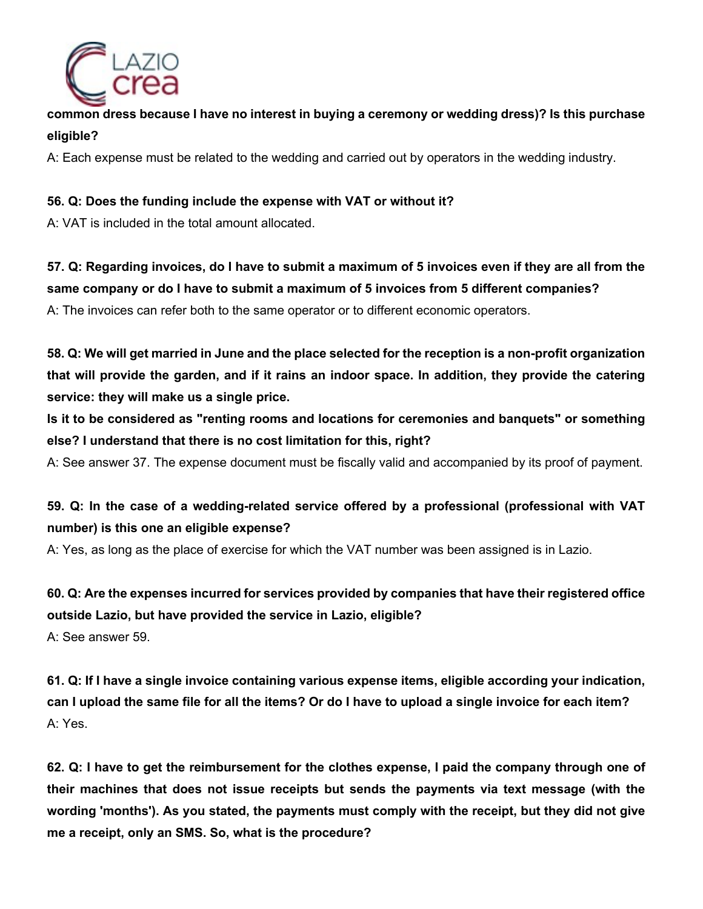**common dress because I have no interest in buying a ceremony or wedding dress)? Is this purchase eligible?**

A: Each expense must be related to the wedding and carried out by operators in the wedding industry.

**56. Q: Does the funding include the expense with VAT or without it?**

A: VAT is included in the total amount allocated.

**57. Q: Regarding invoices, do I have to submit a maximum of 5 invoices even if they are all from the same company or do I have to submit a maximum of 5 invoices from 5 different companies?**

A: The invoices can refer both to the same operator or to different economic operators.

**58. Q: We will get married in June and the place selected for the reception is a non-profit organization that will provide the garden, and if it rains an indoor space. In addition, they provide the catering service: they will make us a single price.**

**Is it to be considered as "renting rooms and locations for ceremonies and banquets" or something else? I understand that there is no cost limitation for this, right?**

A: See answer 37. The expense document must be fiscally valid and accompanied by its proof of payment.

**59. Q: In the case of a wedding-related service offered by a professional (professional with VAT number) is this one an eligible expense?**

A: Yes, as long as the place of exercise for which the VAT number was been assigned is in Lazio.

**60. Q: Are the expenses incurred for services provided by companies that have their registered office outside Lazio, but have provided the service in Lazio, eligible?**

A: See answer 59.

**61. Q: If I have a single invoice containing various expense items, eligible according your indication, can I upload the same file for all the items? Or do I have to upload a single invoice for each item?**

A: Yes.

**62. Q: I have to get the reimbursement for the clothes expense, I paid the company through one of their machines that does not issue receipts but sends the payments via text message (with the wording 'months'). As you stated, the payments must comply with the receipt, but they did not give me a receipt, only an SMS. So, what is the procedure?**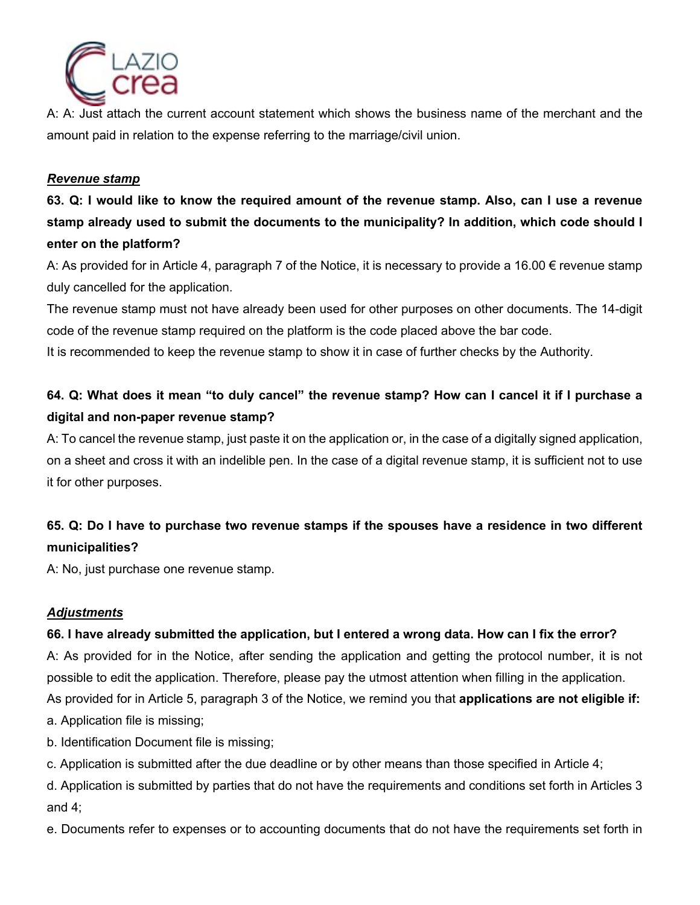A: A: Just attach the current account statement which shows the business name of the merchant and the amount paid in relation to the expense referring to the marriage/civil union.

***Revenue stamp***

**63. Q: I would like to know the required amount of the revenue stamp. Also, can I use a revenue stamp already used to submit the documents to the municipality? In addition, which code should I enter on the platform?**

A: As provided for in Article 4, paragraph 7 of the Notice, it is necessary to provide a 16.00 € revenue stamp duly cancelled for the application.

The revenue stamp must not have already been used for other purposes on other documents. The 14-digit code of the revenue stamp required on the platform is the code placed above the bar code.

It is recommended to keep the revenue stamp to show it in case of further checks by the Authority.

**64. Q: What does it mean "to duly cancel" the revenue stamp? How can I cancel it if I purchase a digital and non-paper revenue stamp?**

A: To cancel the revenue stamp, just paste it on the application or, in the case of a digitally signed application, on a sheet and cross it with an indelible pen. In the case of a digital revenue stamp, it is sufficient not to use it for other purposes.

**65. Q: Do I have to purchase two revenue stamps if the spouses have a residence in two different municipalities?**

A: No, just purchase one revenue stamp.

***Adjustments***

**66. I have already submitted the application, but I entered a wrong data. How can I fix the error?**

A: As provided for in the Notice, after sending the application and getting the protocol number, it is not possible to edit the application. Therefore, please pay the utmost attention when filling in the application.

As provided for in Article 5, paragraph 3 of the Notice, we remind you that **applications are not eligible if:**

a. Application file is missing;

b. Identification Document file is missing;

c. Application is submitted after the due deadline or by other means than those specified in Article 4;

d. Application is submitted by parties that do not have the requirements and conditions set forth in Articles 3 and 4;

e. Documents refer to expenses or to accounting documents that do not have the requirements set forth in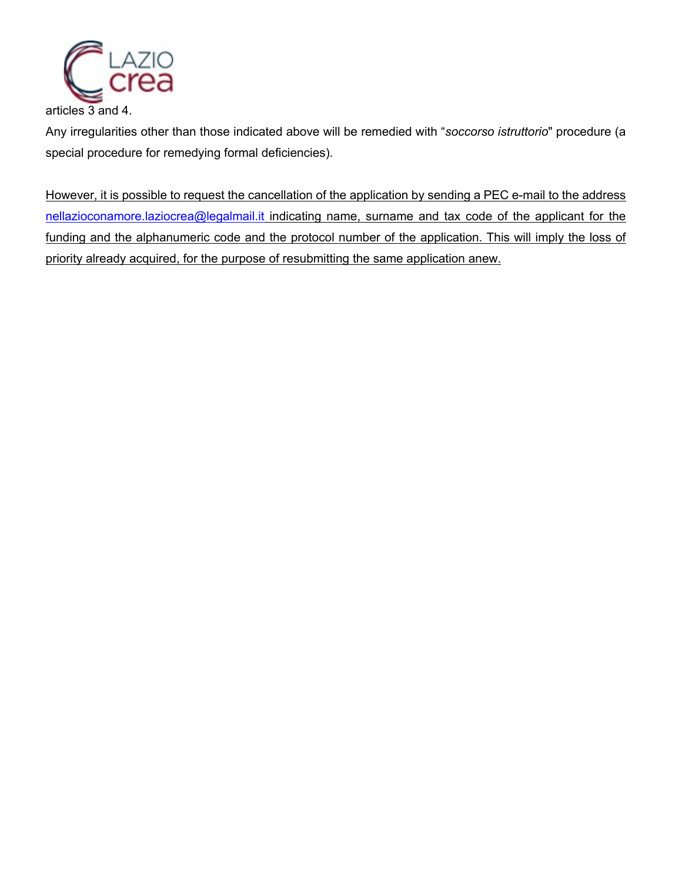articles 3 and 4.

Any irregularities other than those indicated above will be remedied with "*soccorso istruttorio*" procedure (a special procedure for remedying formal deficiencies).

<u>However, it is possible to request the cancellation of the application by sending a PEC e-mail to the address nellazioconamore.laziocrea@legalmail.it indicating name, surname and tax code of the applicant for the funding and the alphanumeric code and the protocol number of the application. This will imply the loss of priority already acquired, for the purpose of resubmitting the same application anew.</u>